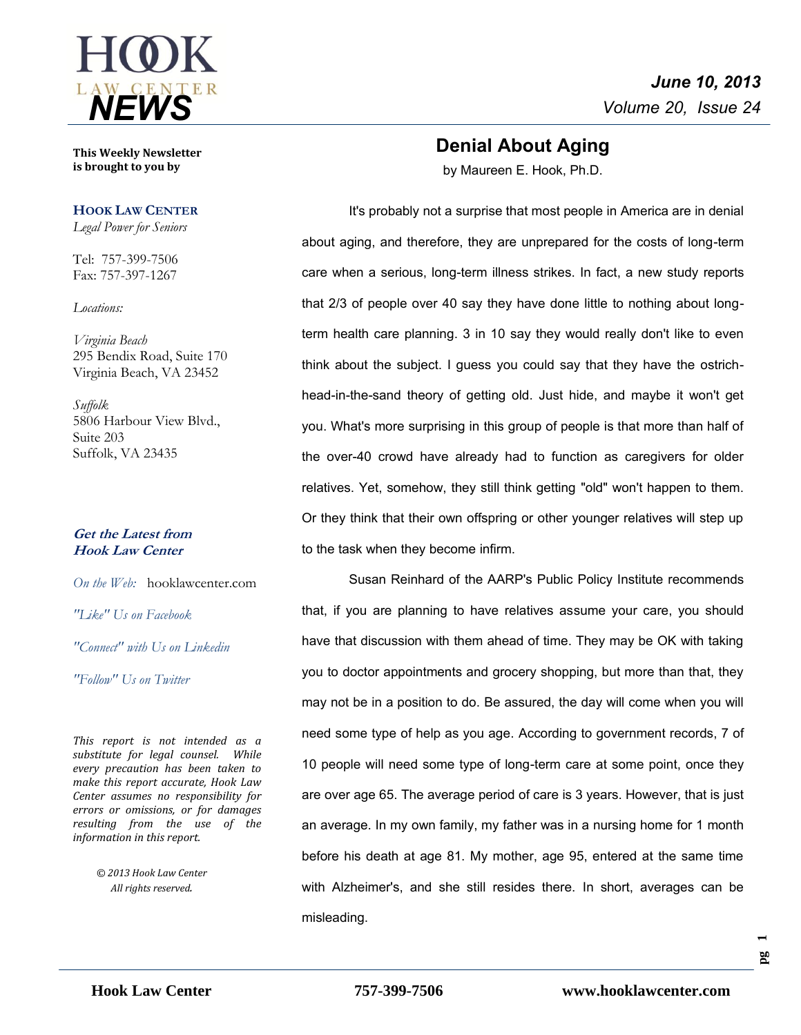# HOOK LAW CENTER NEWS

***June 10, 2013***
*Volume 20, Issue 24*

**This Weekly Newsletter is brought to you by**

**HOOK LAW CENTER**
*Legal Power for Seniors*

Tel: 757-399-7506
Fax: 757-397-1267

*Locations:*

*Virginia Beach*
295 Bendix Road, Suite 170
Virginia Beach, VA 23452

*Suffolk*
5806 Harbour View Blvd.,
Suite 203
Suffolk, VA 23435

***Get the Latest from Hook Law Center***

*On the Web:* hooklawcenter.com

*"Like" Us on Facebook*

*"Connect" with Us on Linkedin*

*"Follow" Us on Twitter*

*This report is not intended as a substitute for legal counsel. While every precaution has been taken to make this report accurate, Hook Law Center assumes no responsibility for errors or omissions, or for damages resulting from the use of the information in this report.*

*© 2013 Hook Law Center*
*All rights reserved.*

## Denial About Aging

by Maureen E. Hook, Ph.D.

It's probably not a surprise that most people in America are in denial about aging, and therefore, they are unprepared for the costs of long-term care when a serious, long-term illness strikes. In fact, a new study reports that 2/3 of people over 40 say they have done little to nothing about long-term health care planning. 3 in 10 say they would really don't like to even think about the subject. I guess you could say that they have the ostrich-head-in-the-sand theory of getting old. Just hide, and maybe it won't get you. What's more surprising in this group of people is that more than half of the over-40 crowd have already had to function as caregivers for older relatives. Yet, somehow, they still think getting "old" won't happen to them. Or they think that their own offspring or other younger relatives will step up to the task when they become infirm.

Susan Reinhard of the AARP's Public Policy Institute recommends that, if you are planning to have relatives assume your care, you should have that discussion with them ahead of time. They may be OK with taking you to doctor appointments and grocery shopping, but more than that, they may not be in a position to do. Be assured, the day will come when you will need some type of help as you age. According to government records, 7 of 10 people will need some type of long-term care at some point, once they are over age 65. The average period of care is 3 years. However, that is just an average. In my own family, my father was in a nursing home for 1 month before his death at age 81. My mother, age 95, entered at the same time with Alzheimer's, and she still resides there. In short, averages can be misleading.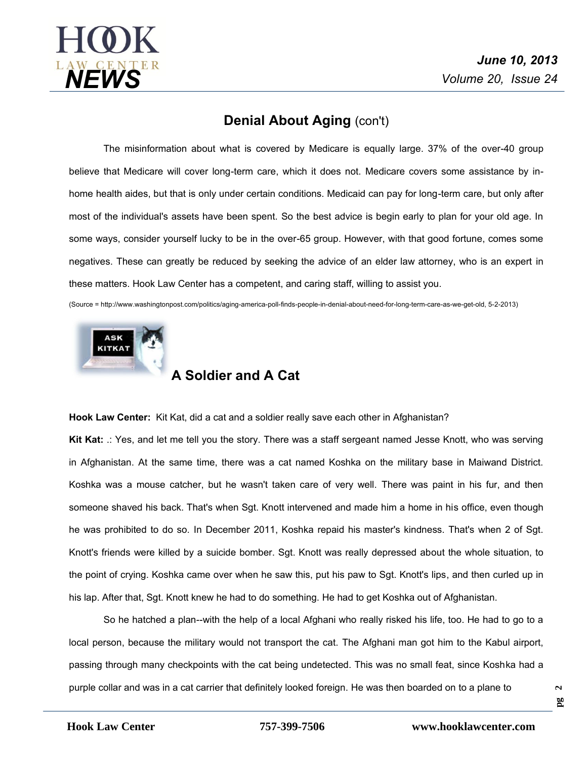## Denial About Aging (con't)

The misinformation about what is covered by Medicare is equally large. 37% of the over-40 group believe that Medicare will cover long-term care, which it does not. Medicare covers some assistance by in-home health aides, but that is only under certain conditions. Medicaid can pay for long-term care, but only after most of the individual's assets have been spent. So the best advice is begin early to plan for your old age. In some ways, consider yourself lucky to be in the over-65 group. However, with that good fortune, comes some negatives. These can greatly be reduced by seeking the advice of an elder law attorney, who is an expert in these matters. Hook Law Center has a competent, and caring staff, willing to assist you.

(Source = http://www.washingtonpost.com/politics/aging-america-poll-finds-people-in-denial-about-need-for-long-term-care-as-we-get-old, 5-2-2013)

## A Soldier and A Cat

**Hook Law Center:** Kit Kat, did a cat and a soldier really save each other in Afghanistan?

**Kit Kat:** .: Yes, and let me tell you the story. There was a staff sergeant named Jesse Knott, who was serving in Afghanistan. At the same time, there was a cat named Koshka on the military base in Maiwand District. Koshka was a mouse catcher, but he wasn't taken care of very well. There was paint in his fur, and then someone shaved his back. That's when Sgt. Knott intervened and made him a home in his office, even though he was prohibited to do so. In December 2011, Koshka repaid his master's kindness. That's when 2 of Sgt. Knott's friends were killed by a suicide bomber. Sgt. Knott was really depressed about the whole situation, to the point of crying. Koshka came over when he saw this, put his paw to Sgt. Knott's lips, and then curled up in his lap. After that, Sgt. Knott knew he had to do something. He had to get Koshka out of Afghanistan.

So he hatched a plan--with the help of a local Afghani who really risked his life, too. He had to go to a local person, because the military would not transport the cat. The Afghani man got him to the Kabul airport, passing through many checkpoints with the cat being undetected. This was no small feat, since Koshka had a purple collar and was in a cat carrier that definitely looked foreign. He was then boarded on to a plane to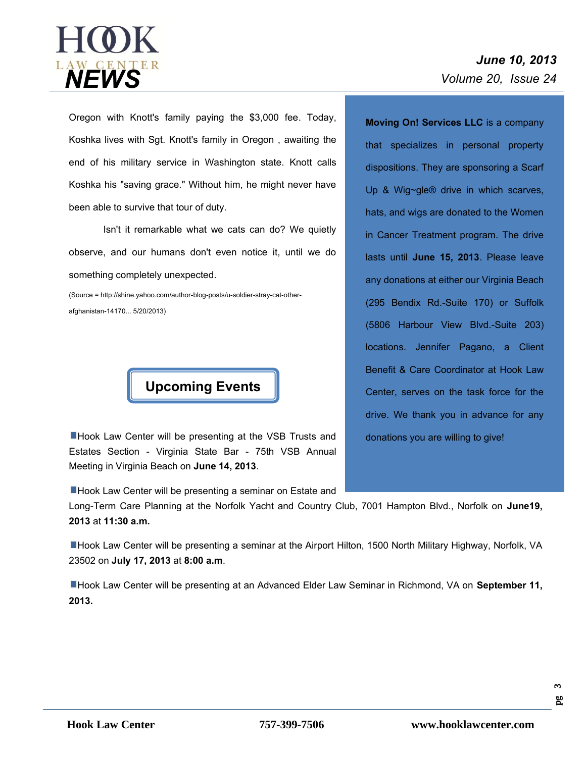Oregon with Knott's family paying the $3,000 fee. Today, Koshka lives with Sgt. Knott's family in Oregon , awaiting the end of his military service in Washington state. Knott calls Koshka his "saving grace." Without him, he might never have been able to survive that tour of duty.

Isn't it remarkable what we cats can do? We quietly observe, and our humans don't even notice it, until we do something completely unexpected.

(Source = http://shine.yahoo.com/author-blog-posts/u-soldier-stray-cat-other-afghanistan-14170... 5/20/2013)

## Upcoming Events

- Hook Law Center will be presenting at the VSB Trusts and Estates Section - Virginia State Bar - 75th VSB Annual Meeting in Virginia Beach on **June 14, 2013**.
- Hook Law Center will be presenting a seminar on Estate and Long-Term Care Planning at the Norfolk Yacht and Country Club, 7001 Hampton Blvd., Norfolk on **June19, 2013** at **11:30 a.m.**
- Hook Law Center will be presenting a seminar at the Airport Hilton, 1500 North Military Highway, Norfolk, VA 23502 on **July 17, 2013** at **8:00 a.m**.
- Hook Law Center will be presenting at an Advanced Elder Law Seminar in Richmond, VA on **September 11, 2013.**

**Moving On! Services LLC** is a company that specializes in personal property dispositions. They are sponsoring a Scarf Up & Wig~gle® drive in which scarves, hats, and wigs are donated to the Women in Cancer Treatment program. The drive lasts until **June 15, 2013**. Please leave any donations at either our Virginia Beach (295 Bendix Rd.-Suite 170) or Suffolk (5806 Harbour View Blvd.-Suite 203) locations. Jennifer Pagano, a Client Benefit & Care Coordinator at Hook Law Center, serves on the task force for the drive. We thank you in advance for any donations you are willing to give!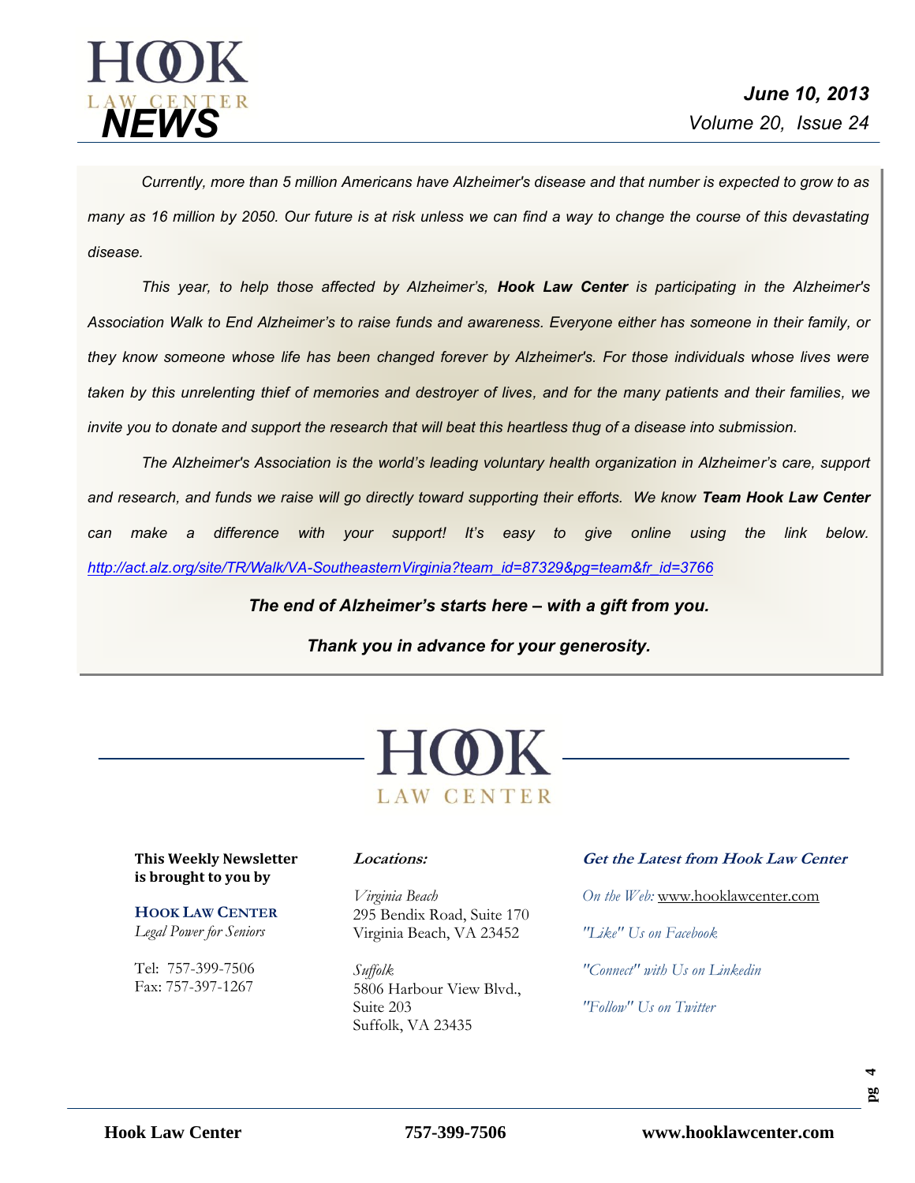*Currently, more than 5 million Americans have Alzheimer's disease and that number is expected to grow to as many as 16 million by 2050. Our future is at risk unless we can find a way to change the course of this devastating disease.*

*This year, to help those affected by Alzheimer's,* ***Hook Law Center*** *is participating in the Alzheimer's Association Walk to End Alzheimer's to raise funds and awareness. Everyone either has someone in their family, or they know someone whose life has been changed forever by Alzheimer's. For those individuals whose lives were taken by this unrelenting thief of memories and destroyer of lives, and for the many patients and their families, we invite you to donate and support the research that will beat this heartless thug of a disease into submission.*

*The Alzheimer's Association is the world's leading voluntary health organization in Alzheimer's care, support and research, and funds we raise will go directly toward supporting their efforts. We know* ***Team Hook Law Center*** *can make a difference with your support! It's easy to give online using the link below.* *http://act.alz.org/site/TR/Walk/VA-SoutheasternVirginia?team_id=87329&pg=team&fr_id=3766*

***The end of Alzheimer's starts here – with a gift from you.***

***Thank you in advance for your generosity.***

HOOK LAW CENTER

**This Weekly Newsletter is brought to you by**

**HOOK LAW CENTER**
*Legal Power for Seniors*

Tel: 757-399-7506
Fax: 757-397-1267

***Locations:***

*Virginia Beach*
295 Bendix Road, Suite 170
Virginia Beach, VA 23452

*Suffolk*
5806 Harbour View Blvd., Suite 203
Suffolk, VA 23435

***Get the Latest from Hook Law Center***

*On the Web:* www.hooklawcenter.com

*"Like" Us on Facebook*

*"Connect" with Us on Linkedin*

*"Follow" Us on Twitter*